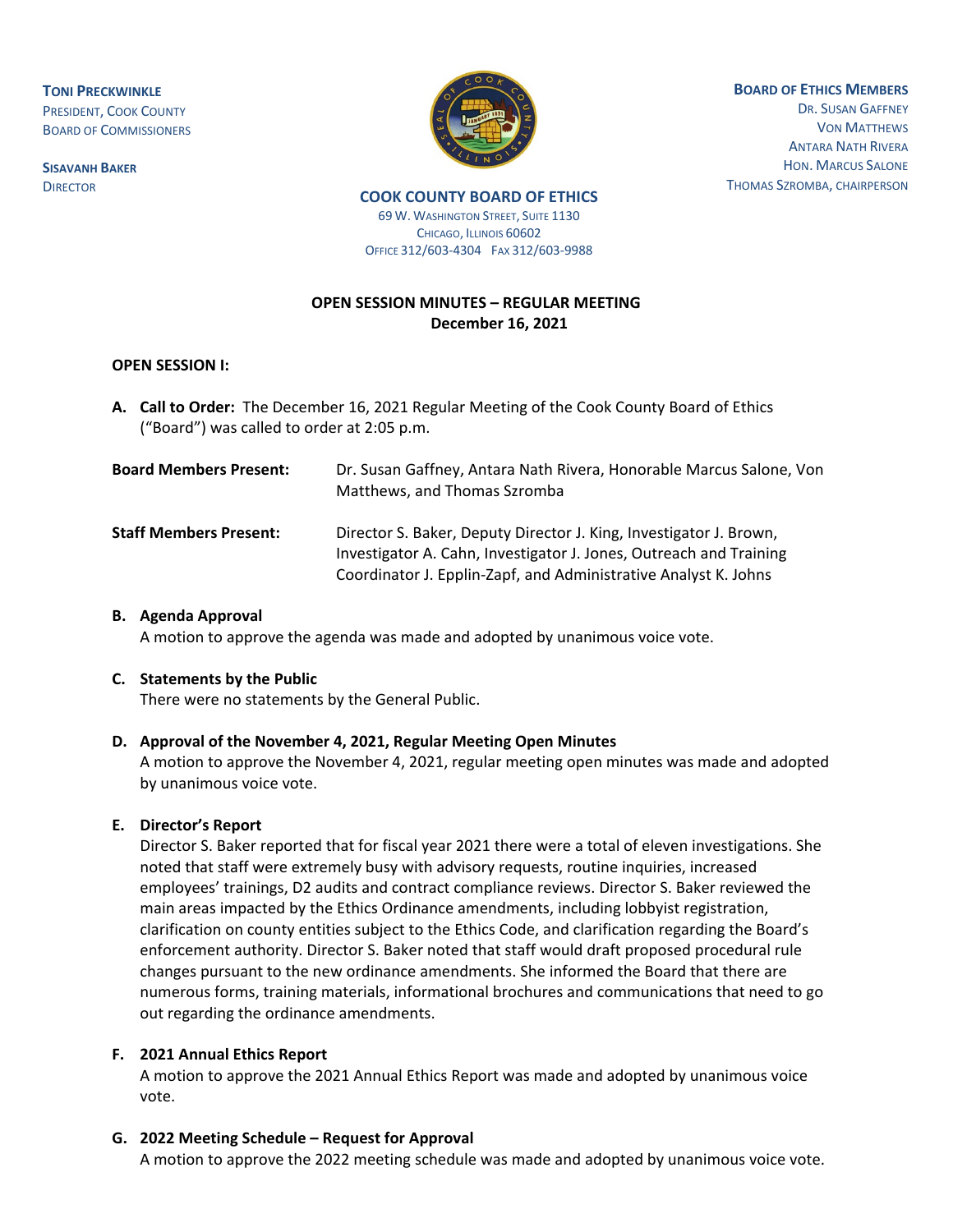**TONI PRECKWINKLE**
PRESIDENT, COOK COUNTY
BOARD OF COMMISSIONERS

**SISAVANH BAKER**
DIRECTOR

**BOARD OF ETHICS MEMBERS**
DR. SUSAN GAFFNEY
VON MATTHEWS
ANTARA NATH RIVERA
HON. MARCUS SALONE
THOMAS SZROMBA, CHAIRPERSON

**COOK COUNTY BOARD OF ETHICS**
69 W. WASHINGTON STREET, SUITE 1130
CHICAGO, ILLINOIS 60602
OFFICE 312/603-4304 FAX 312/603-9988

**OPEN SESSION MINUTES – REGULAR MEETING**
**December 16, 2021**

**OPEN SESSION I:**

**A. Call to Order:** The December 16, 2021 Regular Meeting of the Cook County Board of Ethics ("Board") was called to order at 2:05 p.m.

**Board Members Present:** Dr. Susan Gaffney, Antara Nath Rivera, Honorable Marcus Salone, Von Matthews, and Thomas Szromba

**Staff Members Present:** Director S. Baker, Deputy Director J. King, Investigator J. Brown, Investigator A. Cahn, Investigator J. Jones, Outreach and Training Coordinator J. Epplin-Zapf, and Administrative Analyst K. Johns

**B. Agenda Approval**
A motion to approve the agenda was made and adopted by unanimous voice vote.

**C. Statements by the Public**
There were no statements by the General Public.

**D. Approval of the November 4, 2021, Regular Meeting Open Minutes**
A motion to approve the November 4, 2021, regular meeting open minutes was made and adopted by unanimous voice vote.

**E. Director's Report**
Director S. Baker reported that for fiscal year 2021 there were a total of eleven investigations. She noted that staff were extremely busy with advisory requests, routine inquiries, increased employees' trainings, D2 audits and contract compliance reviews. Director S. Baker reviewed the main areas impacted by the Ethics Ordinance amendments, including lobbyist registration, clarification on county entities subject to the Ethics Code, and clarification regarding the Board's enforcement authority. Director S. Baker noted that staff would draft proposed procedural rule changes pursuant to the new ordinance amendments. She informed the Board that there are numerous forms, training materials, informational brochures and communications that need to go out regarding the ordinance amendments.

**F. 2021 Annual Ethics Report**
A motion to approve the 2021 Annual Ethics Report was made and adopted by unanimous voice vote.

**G. 2022 Meeting Schedule – Request for Approval**
A motion to approve the 2022 meeting schedule was made and adopted by unanimous voice vote.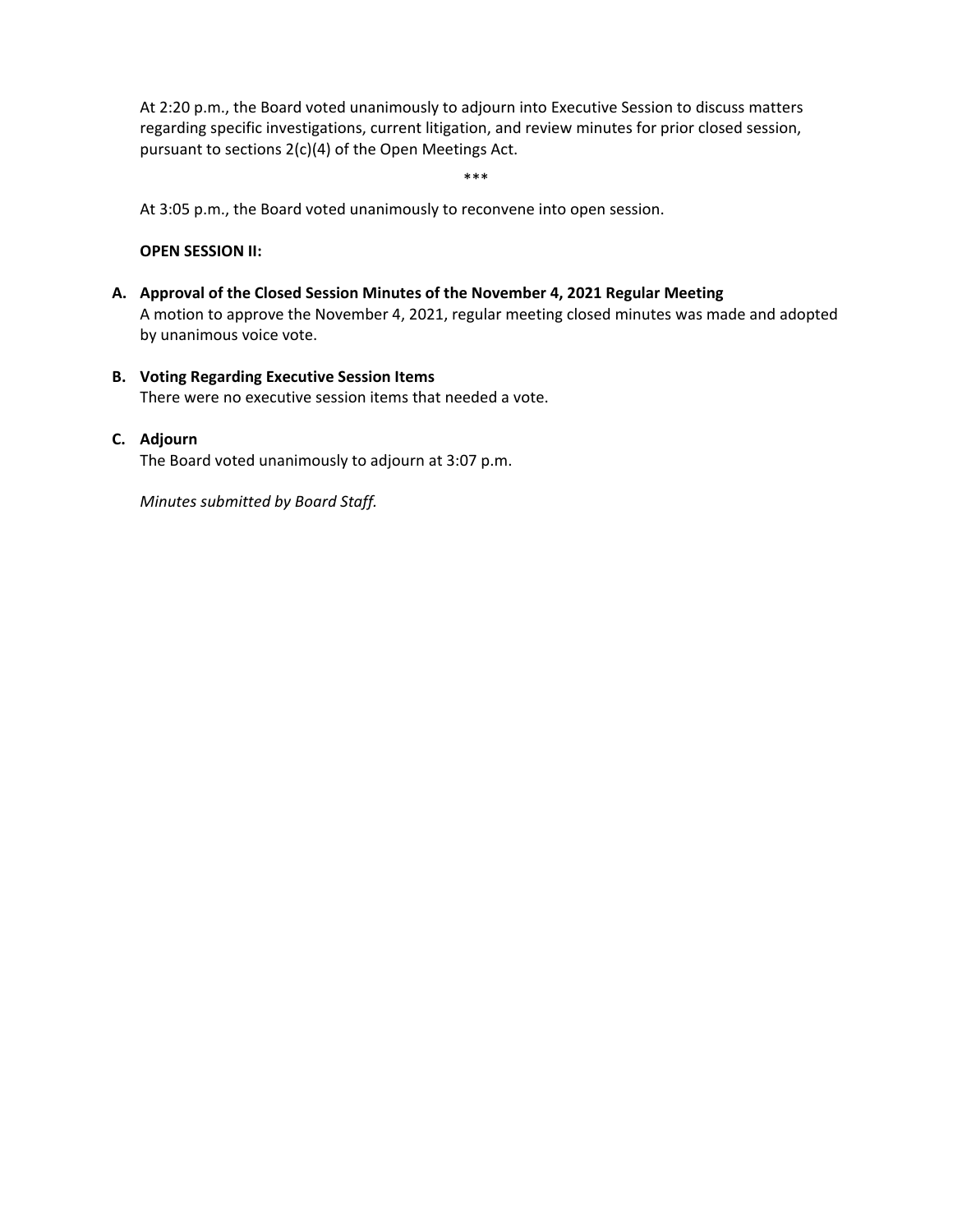At 2:20 p.m., the Board voted unanimously to adjourn into Executive Session to discuss matters regarding specific investigations, current litigation, and review minutes for prior closed session, pursuant to sections 2(c)(4) of the Open Meetings Act.

***

At 3:05 p.m., the Board voted unanimously to reconvene into open session.

**OPEN SESSION II:**

**A. Approval of the Closed Session Minutes of the November 4, 2021 Regular Meeting**
A motion to approve the November 4, 2021, regular meeting closed minutes was made and adopted by unanimous voice vote.

**B. Voting Regarding Executive Session Items**
There were no executive session items that needed a vote.

**C. Adjourn**
The Board voted unanimously to adjourn at 3:07 p.m.

*Minutes submitted by Board Staff.*